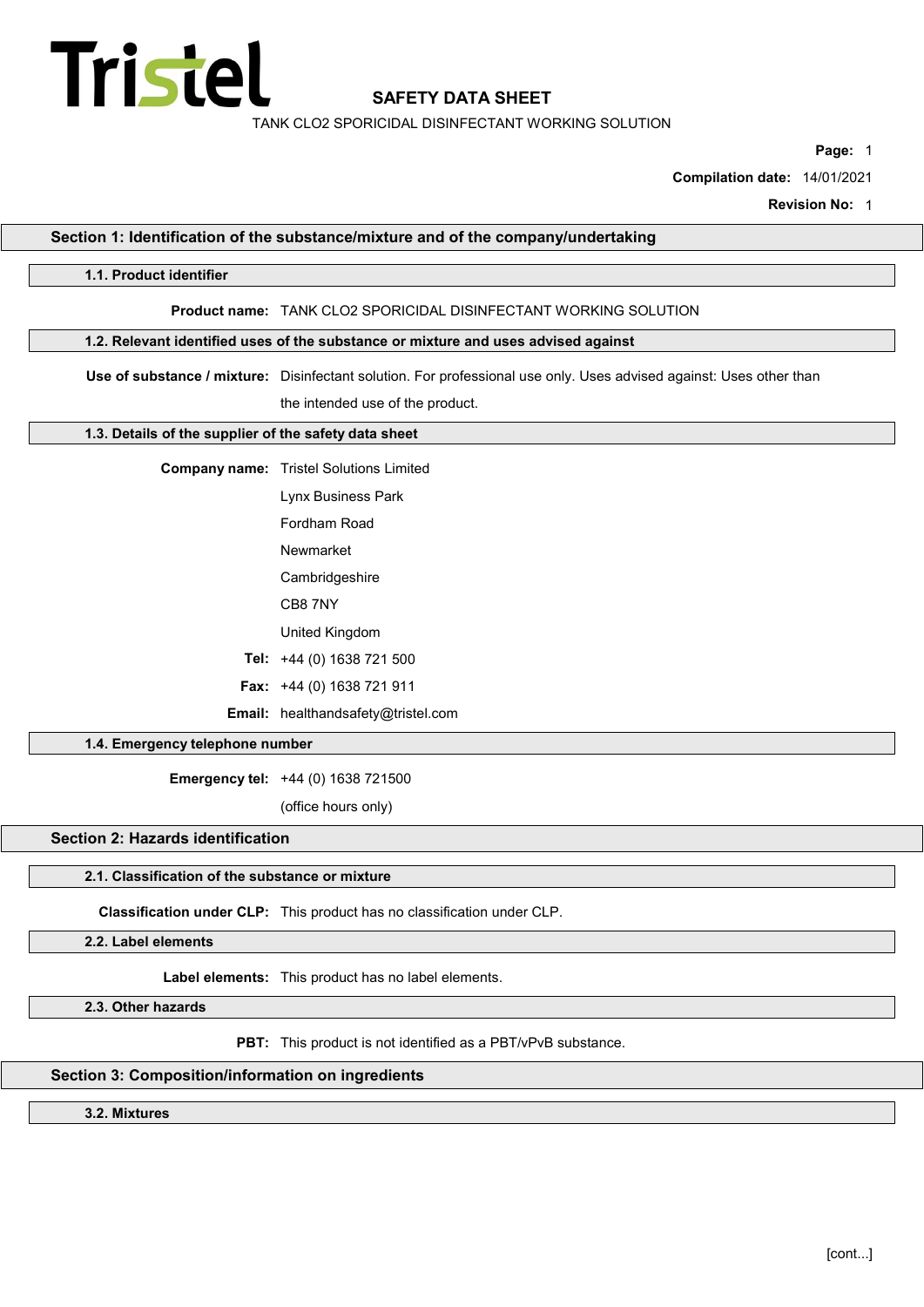Tristel

# SAFETY DATA SHEET

TANK CLO2 SPORICIDAL DISINFECTANT WORKING SOLUTION

**Compilation date:** 14/01/2021

**Revision No:** 1

## Section 1: Identification of the substance/mixture and of the company/undertaking

### 1.1. Product identifier

**Product name:** TANK CLO2 SPORICIDAL DISINFECTANT WORKING SOLUTION

### 1.2. Relevant identified uses of the substance or mixture and uses advised against

**Use of substance / mixture:** Disinfectant solution. For professional use only. Uses advised against: Uses other than the intended use of the product.

### 1.3. Details of the supplier of the safety data sheet

**Company name:** Tristel Solutions Limited

Lynx Business Park

Fordham Road

Newmarket

Cambridgeshire

CB8 7NY

United Kingdom

**Tel:** +44 (0) 1638 721 500

**Fax:** +44 (0) 1638 721 911

**Email:** healthandsafety@tristel.com

### 1.4. Emergency telephone number

**Emergency tel:** +44 (0) 1638 721500

(office hours only)

## Section 2: Hazards identification

### 2.1. Classification of the substance or mixture

**Classification under CLP:** This product has no classification under CLP.

### 2.2. Label elements

**Label elements:** This product has no label elements.

### 2.3. Other hazards

**PBT:** This product is not identified as a PBT/vPvB substance.

## Section 3: Composition/information on ingredients

### 3.2. Mixtures

[cont...]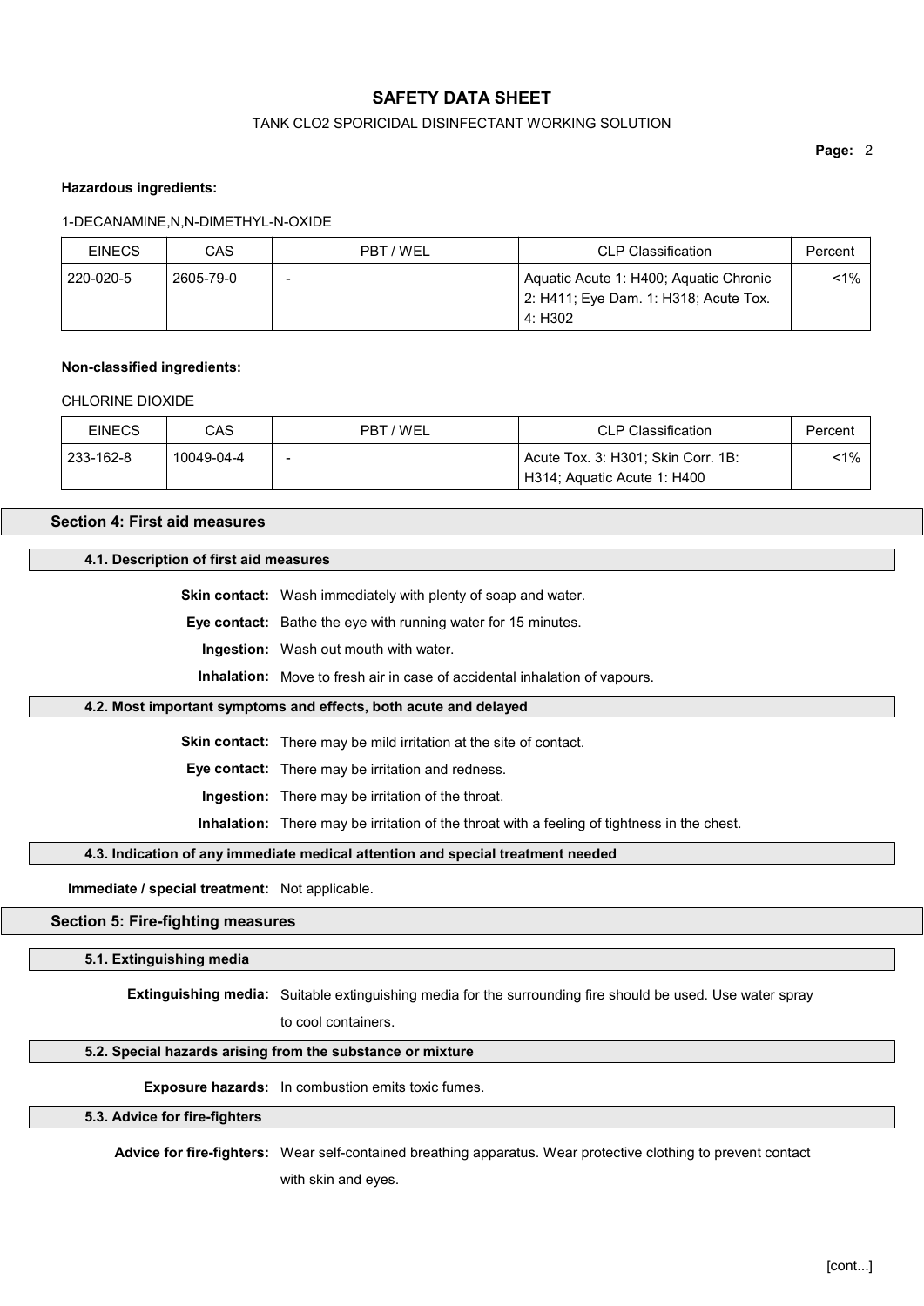**Hazardous ingredients:**

1-DECANAMINE,N,N-DIMETHYL-N-OXIDE

| EINECS | CAS | PBT / WEL | CLP Classification | Percent |
|---|---|---|---|---|
| 220-020-5 | 2605-79-0 | - | Aquatic Acute 1: H400; Aquatic Chronic 2: H411; Eye Dam. 1: H318; Acute Tox. 4: H302 | <1% |

**Non-classified ingredients:**

CHLORINE DIOXIDE

| EINECS | CAS | PBT / WEL | CLP Classification | Percent |
|---|---|---|---|---|
| 233-162-8 | 10049-04-4 | - | Acute Tox. 3: H301; Skin Corr. 1B: H314; Aquatic Acute 1: H400 | <1% |

## Section 4: First aid measures

### 4.1. Description of first aid measures

**Skin contact:** Wash immediately with plenty of soap and water.

**Eye contact:** Bathe the eye with running water for 15 minutes.

**Ingestion:** Wash out mouth with water.

**Inhalation:** Move to fresh air in case of accidental inhalation of vapours.

### 4.2. Most important symptoms and effects, both acute and delayed

**Skin contact:** There may be mild irritation at the site of contact.

**Eye contact:** There may be irritation and redness.

**Ingestion:** There may be irritation of the throat.

**Inhalation:** There may be irritation of the throat with a feeling of tightness in the chest.

### 4.3. Indication of any immediate medical attention and special treatment needed

**Immediate / special treatment:** Not applicable.

## Section 5: Fire-fighting measures

### 5.1. Extinguishing media

**Extinguishing media:** Suitable extinguishing media for the surrounding fire should be used. Use water spray to cool containers.

### 5.2. Special hazards arising from the substance or mixture

**Exposure hazards:** In combustion emits toxic fumes.

### 5.3. Advice for fire-fighters

**Advice for fire-fighters:** Wear self-contained breathing apparatus. Wear protective clothing to prevent contact with skin and eyes.

[cont...]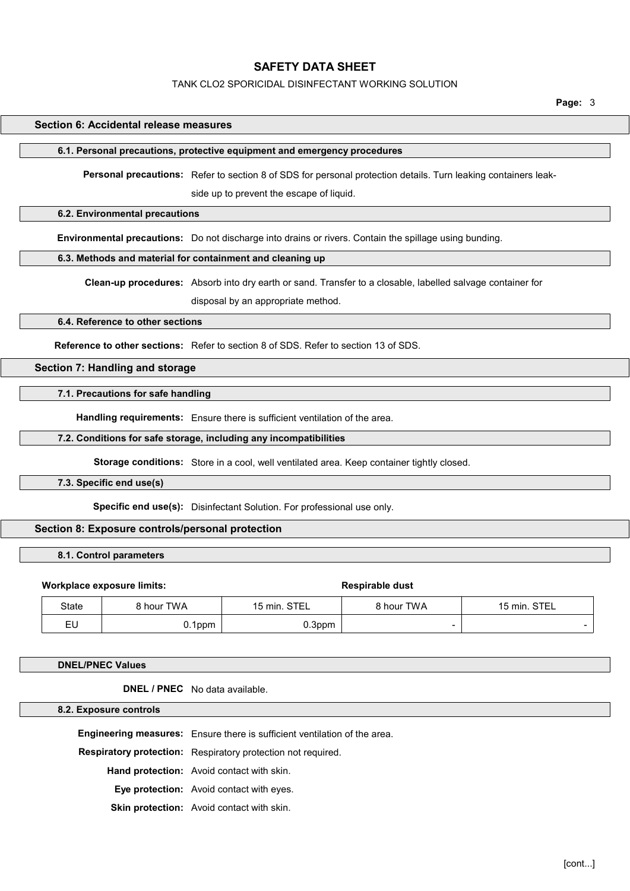## Section 6: Accidental release measures

### 6.1. Personal precautions, protective equipment and emergency procedures

**Personal precautions:** Refer to section 8 of SDS for personal protection details. Turn leaking containers leak-side up to prevent the escape of liquid.

### 6.2. Environmental precautions

**Environmental precautions:** Do not discharge into drains or rivers. Contain the spillage using bunding.

### 6.3. Methods and material for containment and cleaning up

**Clean-up procedures:** Absorb into dry earth or sand. Transfer to a closable, labelled salvage container for disposal by an appropriate method.

### 6.4. Reference to other sections

**Reference to other sections:** Refer to section 8 of SDS. Refer to section 13 of SDS.

## Section 7: Handling and storage

### 7.1. Precautions for safe handling

**Handling requirements:** Ensure there is sufficient ventilation of the area.

### 7.2. Conditions for safe storage, including any incompatibilities

**Storage conditions:** Store in a cool, well ventilated area. Keep container tightly closed.

### 7.3. Specific end use(s)

**Specific end use(s):** Disinfectant Solution. For professional use only.

## Section 8: Exposure controls/personal protection

### 8.1. Control parameters

**Workplace exposure limits:** 

| | | | **Respirable dust** | |
|---|---|---|---|---|
| State | 8 hour TWA | 15 min. STEL | 8 hour TWA | 15 min. STEL |
| EU | 0.1ppm | 0.3ppm | - | - |

### DNEL/PNEC Values

**DNEL / PNEC** No data available.

### 8.2. Exposure controls

**Engineering measures:** Ensure there is sufficient ventilation of the area.

**Respiratory protection:** Respiratory protection not required.

**Hand protection:** Avoid contact with skin.

**Eye protection:** Avoid contact with eyes.

**Skin protection:** Avoid contact with skin.

[cont...]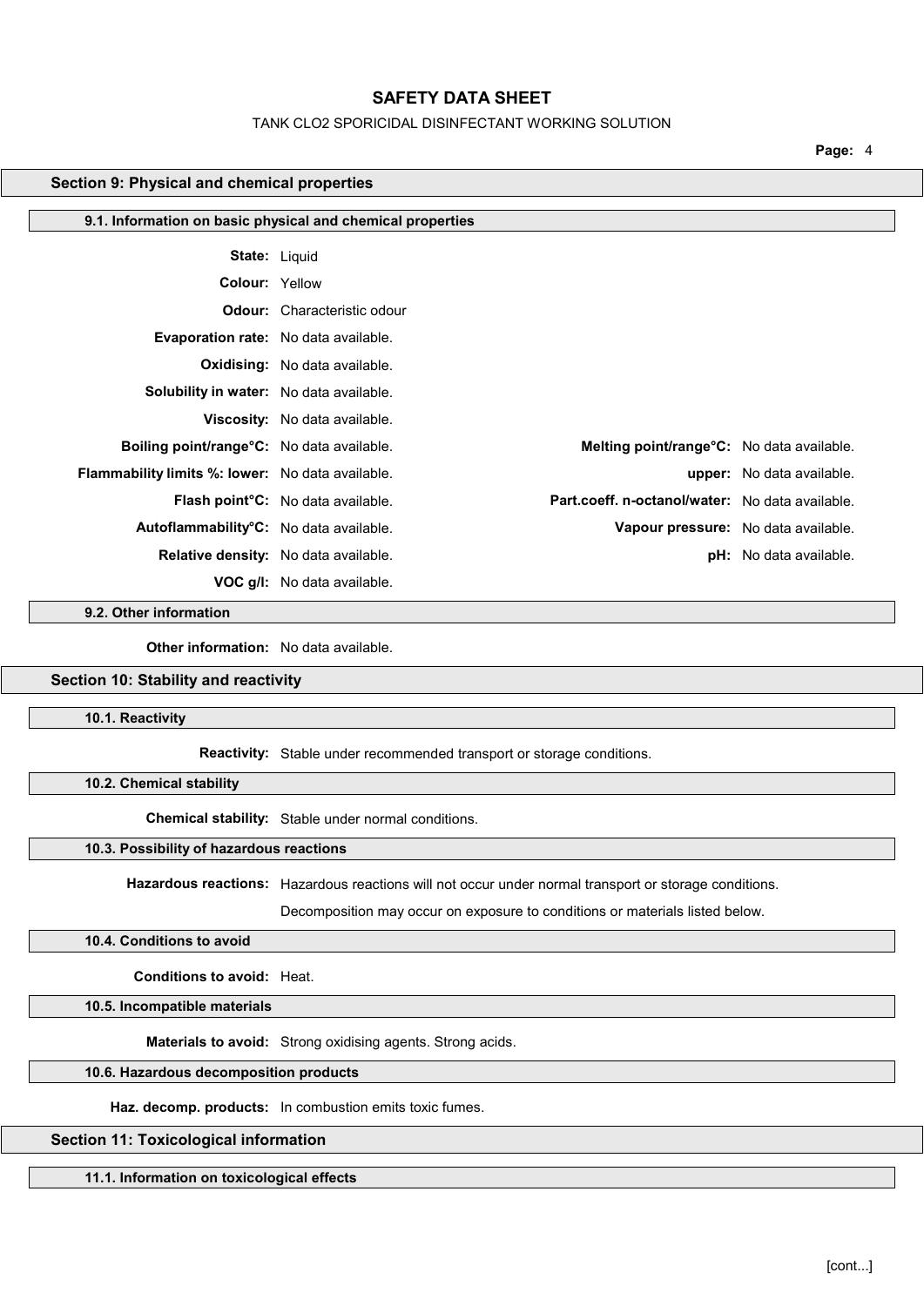## Section 9: Physical and chemical properties

### 9.1. Information on basic physical and chemical properties

**State:** Liquid

**Colour:** Yellow

**Odour:** Characteristic odour

**Evaporation rate:** No data available.

**Oxidising:** No data available.

**Solubility in water:** No data available.

**Viscosity:** No data available.

**Boiling point/range°C:** No data available.

**Melting point/range°C:** No data available.

**Flammability limits %: lower:** No data available.

**upper:** No data available.

**Flash point°C:** No data available.

**Part.coeff. n-octanol/water:** No data available.

**Autoflammability°C:** No data available.

**Vapour pressure:** No data available.

**Relative density:** No data available.

**pH:** No data available.

**VOC g/l:** No data available.

### 9.2. Other information

**Other information:** No data available.

## Section 10: Stability and reactivity

### 10.1. Reactivity

**Reactivity:** Stable under recommended transport or storage conditions.

### 10.2. Chemical stability

**Chemical stability:** Stable under normal conditions.

### 10.3. Possibility of hazardous reactions

**Hazardous reactions:** Hazardous reactions will not occur under normal transport or storage conditions.

Decomposition may occur on exposure to conditions or materials listed below.

### 10.4. Conditions to avoid

**Conditions to avoid:** Heat.

### 10.5. Incompatible materials

**Materials to avoid:** Strong oxidising agents. Strong acids.

### 10.6. Hazardous decomposition products

**Haz. decomp. products:** In combustion emits toxic fumes.

## Section 11: Toxicological information

### 11.1. Information on toxicological effects

[cont...]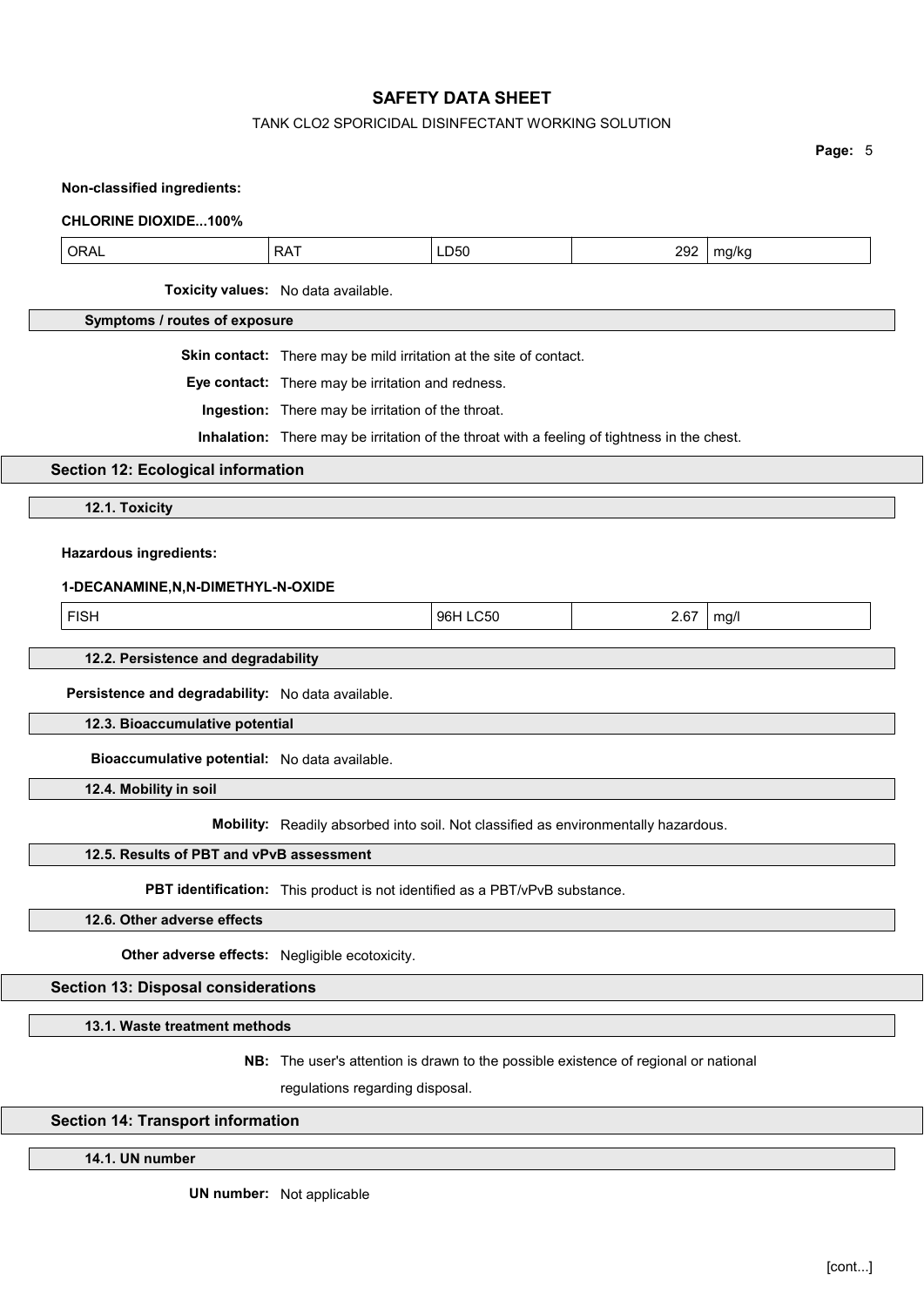**Non-classified ingredients:**

**CHLORINE DIOXIDE...100%**

| ORAL | RAT | LD50 | 292 | mg/kg |
|---|---|---|---|---|

**Toxicity values:** No data available.

### Symptoms / routes of exposure

**Skin contact:** There may be mild irritation at the site of contact.

**Eye contact:** There may be irritation and redness.

**Ingestion:** There may be irritation of the throat.

**Inhalation:** There may be irritation of the throat with a feeling of tightness in the chest.

## Section 12: Ecological information

### 12.1. Toxicity

**Hazardous ingredients:**

**1-DECANAMINE,N,N-DIMETHYL-N-OXIDE**

| FISH | 96H LC50 | 2.67 | mg/l |
|---|---|---|---|

### 12.2. Persistence and degradability

**Persistence and degradability:** No data available.

### 12.3. Bioaccumulative potential

**Bioaccumulative potential:** No data available.

### 12.4. Mobility in soil

**Mobility:** Readily absorbed into soil. Not classified as environmentally hazardous.

### 12.5. Results of PBT and vPvB assessment

**PBT identification:** This product is not identified as a PBT/vPvB substance.

### 12.6. Other adverse effects

**Other adverse effects:** Negligible ecotoxicity.

## Section 13: Disposal considerations

### 13.1. Waste treatment methods

**NB:** The user's attention is drawn to the possible existence of regional or national regulations regarding disposal.

## Section 14: Transport information

### 14.1. UN number

**UN number:** Not applicable

[cont...]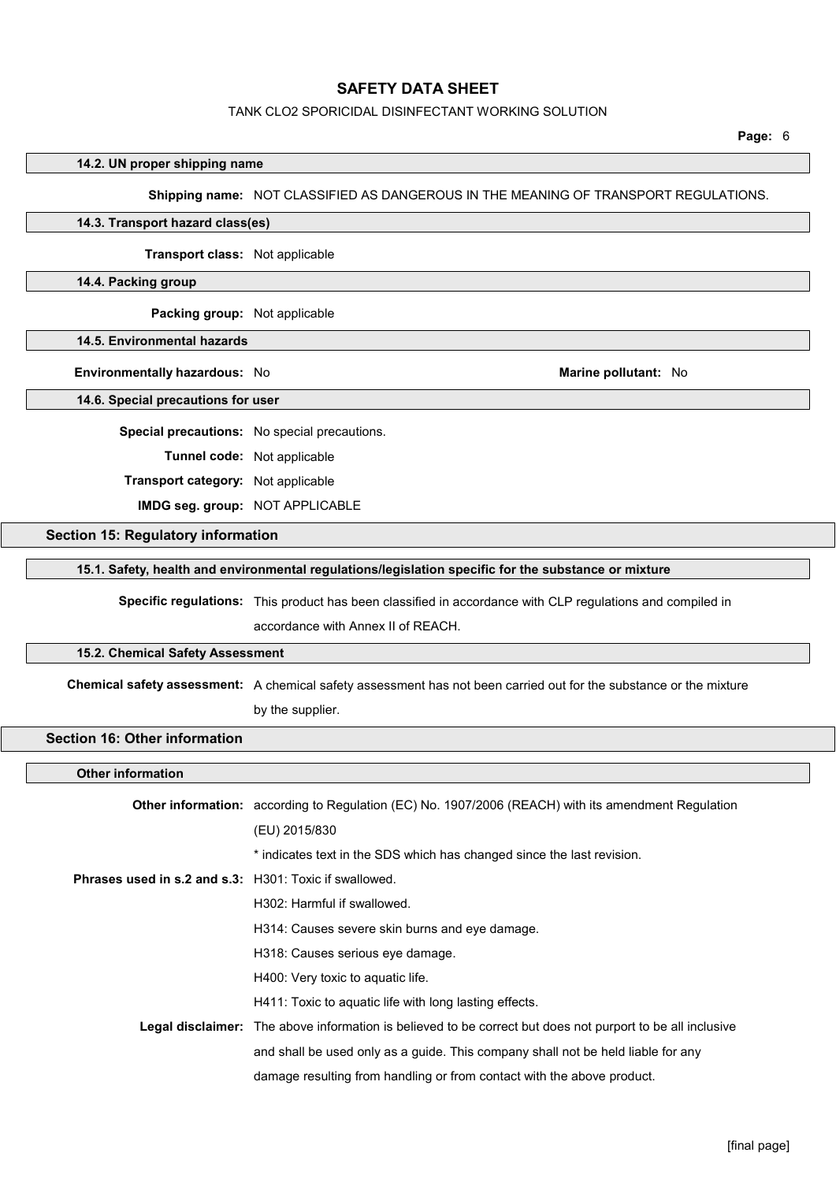### 14.2. UN proper shipping name

**Shipping name:** NOT CLASSIFIED AS DANGEROUS IN THE MEANING OF TRANSPORT REGULATIONS.

### 14.3. Transport hazard class(es)

**Transport class:** Not applicable

### 14.4. Packing group

**Packing group:** Not applicable

### 14.5. Environmental hazards

**Environmentally hazardous:** No

**Marine pollutant:** No

### 14.6. Special precautions for user

**Special precautions:** No special precautions.

**Tunnel code:** Not applicable

**Transport category:** Not applicable

**IMDG seg. group:** NOT APPLICABLE

## Section 15: Regulatory information

### 15.1. Safety, health and environmental regulations/legislation specific for the substance or mixture

**Specific regulations:** This product has been classified in accordance with CLP regulations and compiled in accordance with Annex II of REACH.

### 15.2. Chemical Safety Assessment

**Chemical safety assessment:** A chemical safety assessment has not been carried out for the substance or the mixture by the supplier.

## Section 16: Other information

### Other information

**Other information:** according to Regulation (EC) No. 1907/2006 (REACH) with its amendment Regulation (EU) 2015/830

* indicates text in the SDS which has changed since the last revision.

**Phrases used in s.2 and s.3:** H301: Toxic if swallowed.

H302: Harmful if swallowed.

H314: Causes severe skin burns and eye damage.

H318: Causes serious eye damage.

H400: Very toxic to aquatic life.

H411: Toxic to aquatic life with long lasting effects.

**Legal disclaimer:** The above information is believed to be correct but does not purport to be all inclusive and shall be used only as a guide. This company shall not be held liable for any damage resulting from handling or from contact with the above product.

[final page]